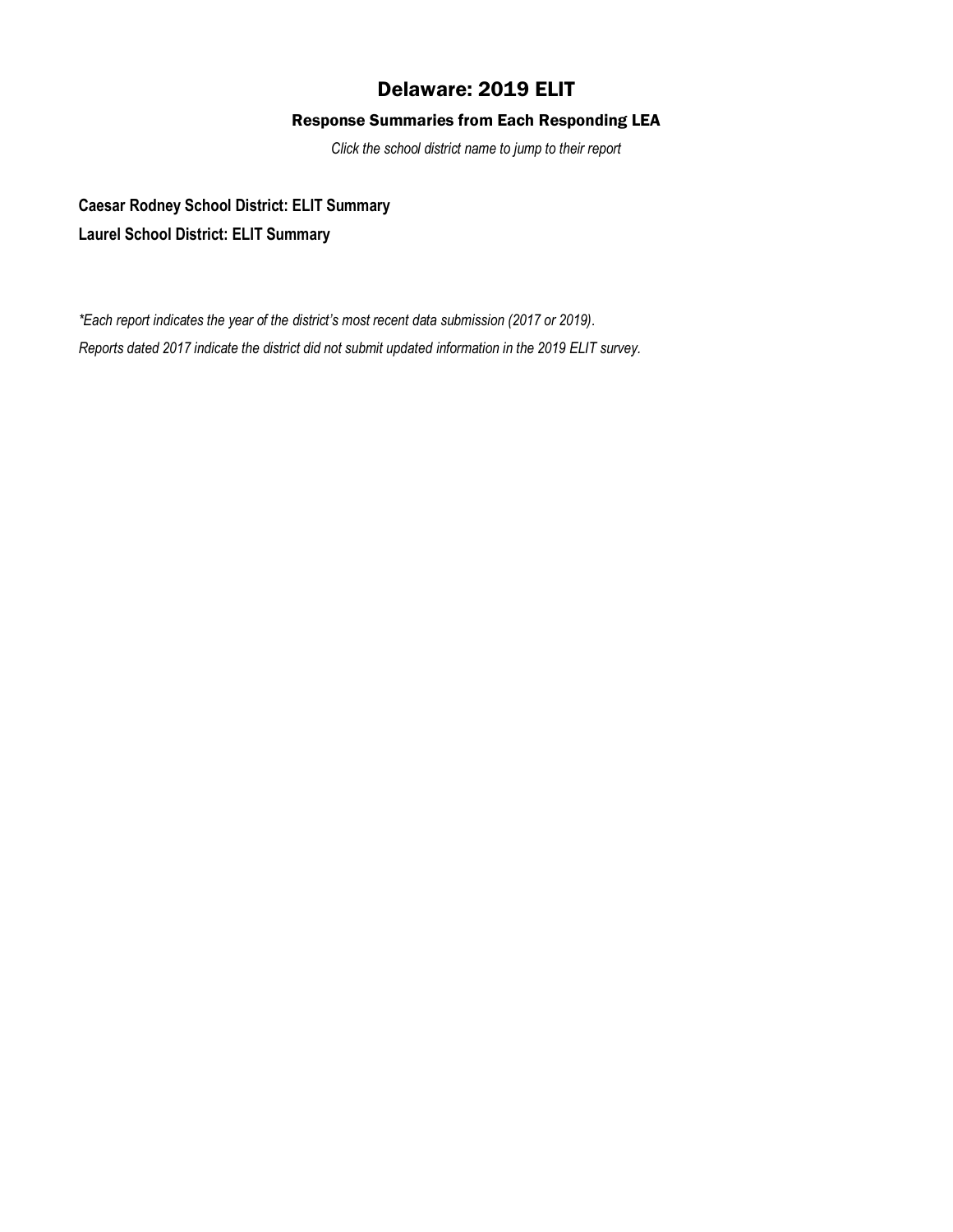# Delaware: 2019 ELIT

## Response Summaries from Each Responding LEA

*Click the school district name to jump to their report*

**Caesar Rodney School District: ELIT Summary**

**Laurel School District: ELIT Summary**

*\*Each report indicates the year of the district's most recent data submission (2017 or 2019).*

*Reports dated 2017 indicate the district did not submit updated information in the 2019 ELIT survey.*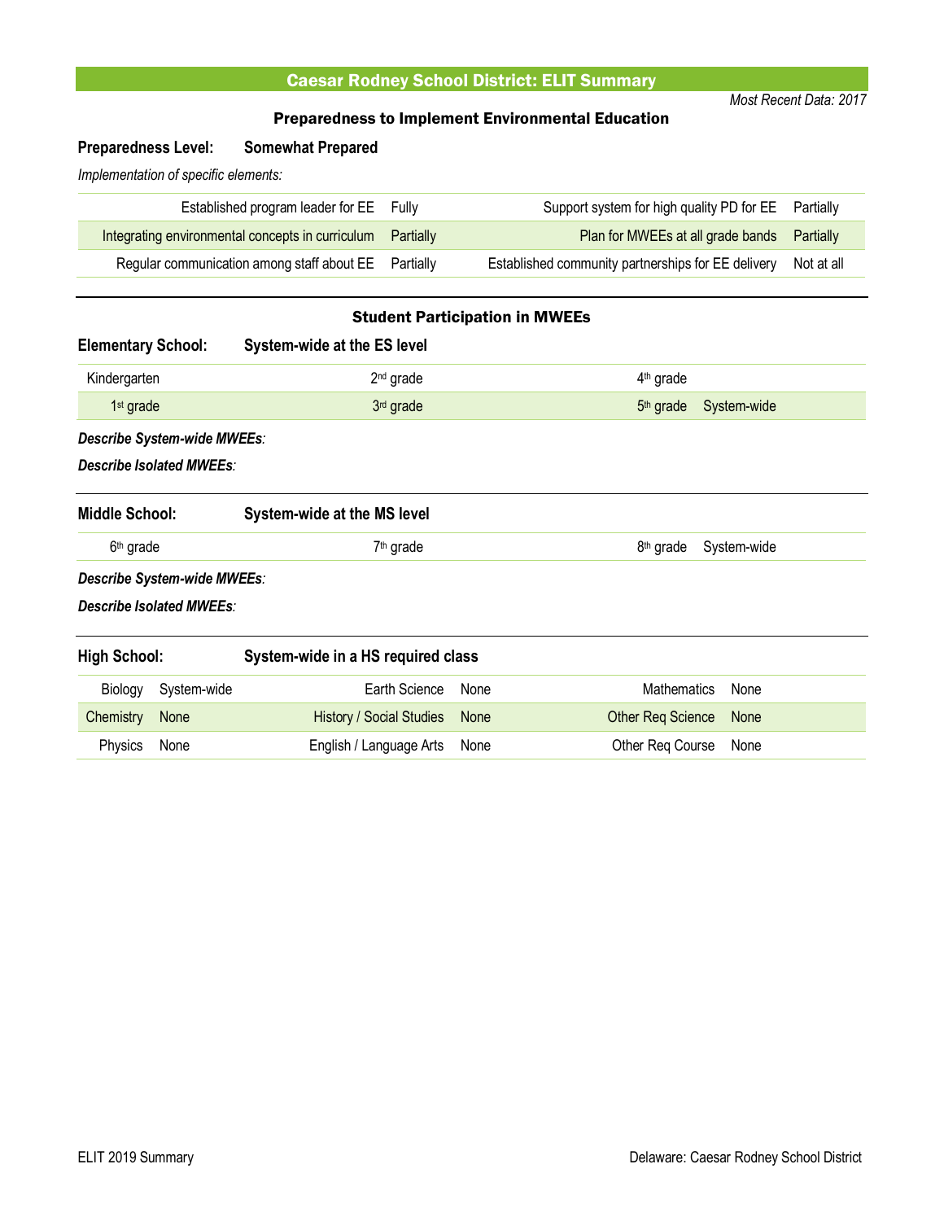# Caesar Rodney School District: ELIT Summary

*Most Recent Data: 2017*

## Preparedness to Implement Environmental Education

**Preparedness Level:** **Somewhat Prepared**

*Implementation of specific elements:*

| Element | Status | Element | Status |
|---|---|---|---|
| Established program leader for EE | Fully | Support system for high quality PD for EE | Partially |
| Integrating environmental concepts in curriculum | Partially | Plan for MWEEs at all grade bands | Partially |
| Regular communication among staff about EE | Partially | Established community partnerships for EE delivery | Not at all |

## Student Participation in MWEEs

**Elementary School:** **System-wide at the ES level**

| Grade | Status | Grade | Status | Grade | Status |
|---|---|---|---|---|---|
| Kindergarten | | 2nd grade | | 4th grade | |
| 1st grade | | 3rd grade | | 5th grade | System-wide |

***Describe System-wide MWEEs:***

***Describe Isolated MWEEs:***

**Middle School:** **System-wide at the MS level**

| Grade | Status | Grade | Status | Grade | Status |
|---|---|---|---|---|---|
| 6th grade | | 7th grade | | 8th grade | System-wide |

***Describe System-wide MWEEs:***

***Describe Isolated MWEEs:***

**High School:** **System-wide in a HS required class**

| Course | Status | Course | Status | Course | Status |
|---|---|---|---|---|---|
| Biology | System-wide | Earth Science | None | Mathematics | None |
| Chemistry | None | History / Social Studies | None | Other Req Science | None |
| Physics | None | English / Language Arts | None | Other Req Course | None |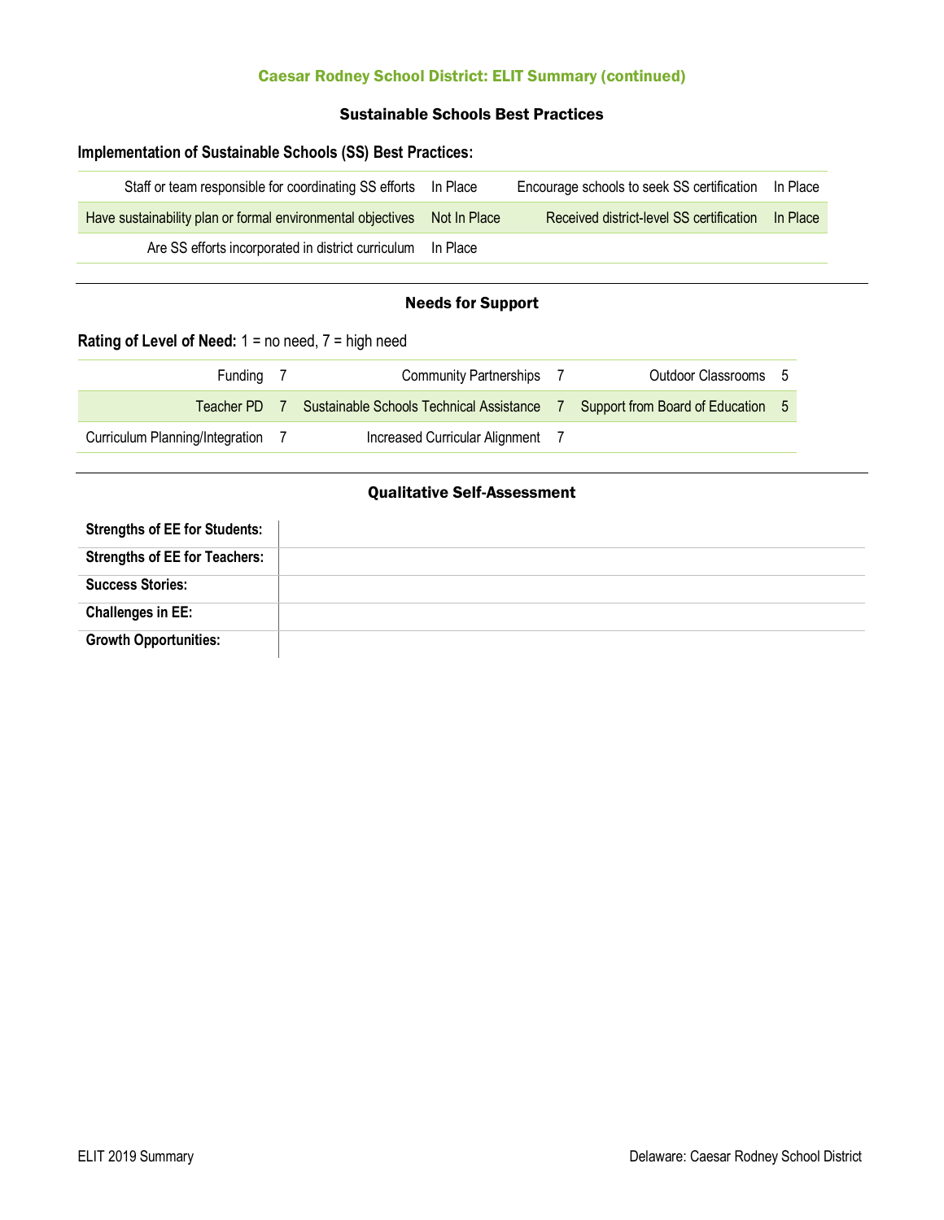## Caesar Rodney School District: ELIT Summary (continued)

### Sustainable Schools Best Practices

**Implementation of Sustainable Schools (SS) Best Practices:**

| | | | |
|---|---|---|---|
| Staff or team responsible for coordinating SS efforts | In Place | Encourage schools to seek SS certification | In Place |
| Have sustainability plan or formal environmental objectives | Not In Place | Received district-level SS certification | In Place |
| Are SS efforts incorporated in district curriculum | In Place | | |

### Needs for Support

**Rating of Level of Need:** 1 = no need, 7 = high need

| | | | | | |
|---|---|---|---|---|---|
| Funding | 7 | Community Partnerships | 7 | Outdoor Classrooms | 5 |
| Teacher PD | 7 | Sustainable Schools Technical Assistance | 7 | Support from Board of Education | 5 |
| Curriculum Planning/Integration | 7 | Increased Curricular Alignment | 7 | | |

### Qualitative Self-Assessment

| | |
|---|---|
| **Strengths of EE for Students:** | |
| **Strengths of EE for Teachers:** | |
| **Success Stories:** | |
| **Challenges in EE:** | |
| **Growth Opportunities:** | |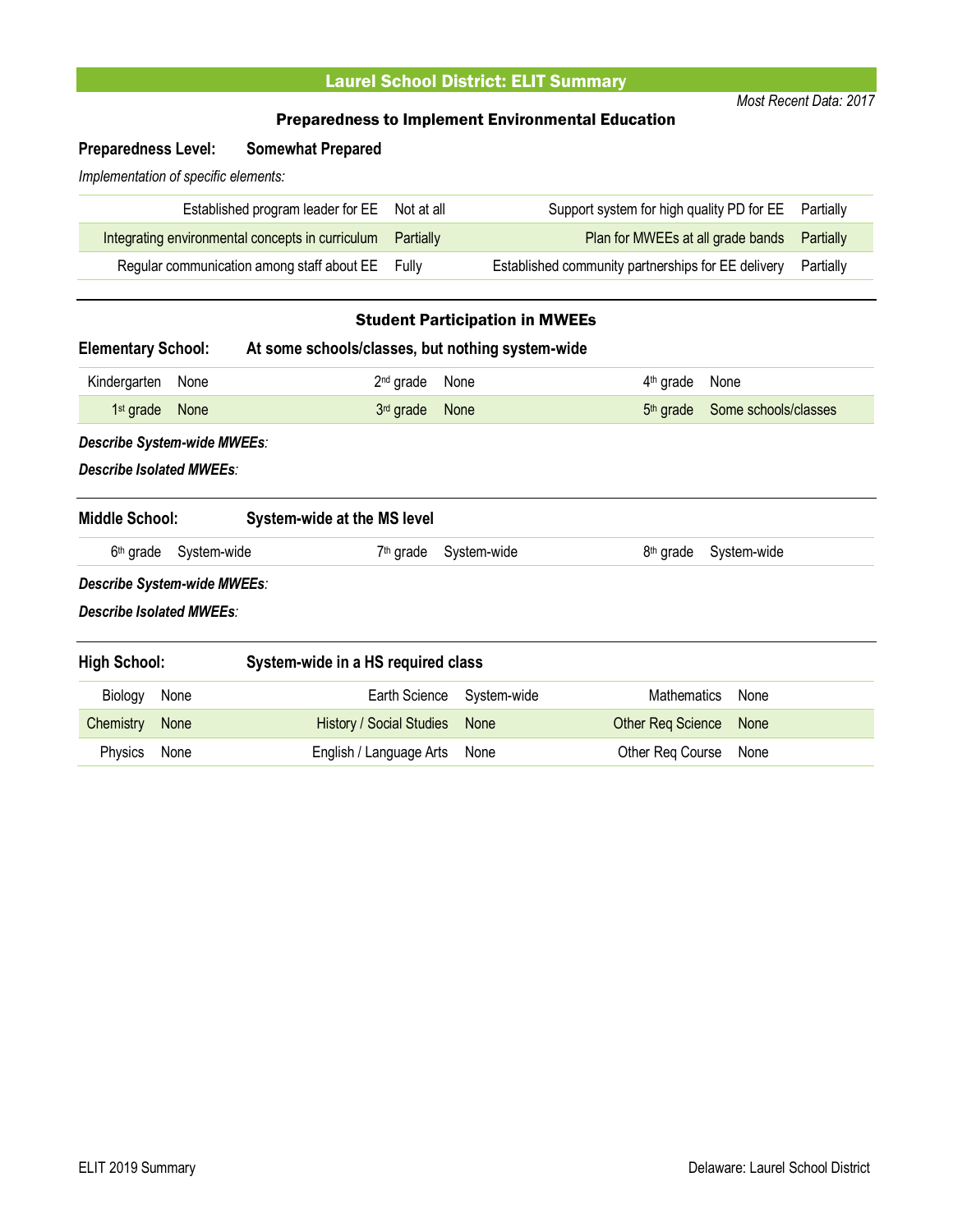# Laurel School District: ELIT Summary

*Most Recent Data: 2017*

## Preparedness to Implement Environmental Education

**Preparedness Level:** **Somewhat Prepared**

*Implementation of specific elements:*

| Element | Status | Element | Status |
|---|---|---|---|
| Established program leader for EE | Not at all | Support system for high quality PD for EE | Partially |
| Integrating environmental concepts in curriculum | Partially | Plan for MWEEs at all grade bands | Partially |
| Regular communication among staff about EE | Fully | Established community partnerships for EE delivery | Partially |

## Student Participation in MWEEs

**Elementary School:** **At some schools/classes, but nothing system-wide**

| Grade | Participation | Grade | Participation | Grade | Participation |
|---|---|---|---|---|---|
| Kindergarten | None | 2nd grade | None | 4th grade | None |
| 1st grade | None | 3rd grade | None | 5th grade | Some schools/classes |

***Describe System-wide MWEEs:***

***Describe Isolated MWEEs:***

**Middle School:** **System-wide at the MS level**

| Grade | Participation | Grade | Participation | Grade | Participation |
|---|---|---|---|---|---|
| 6th grade | System-wide | 7th grade | System-wide | 8th grade | System-wide |

***Describe System-wide MWEEs:***

***Describe Isolated MWEEs:***

**High School:** **System-wide in a HS required class**

| Course | Participation | Course | Participation | Course | Participation |
|---|---|---|---|---|---|
| Biology | None | Earth Science | System-wide | Mathematics | None |
| Chemistry | None | History / Social Studies | None | Other Req Science | None |
| Physics | None | English / Language Arts | None | Other Req Course | None |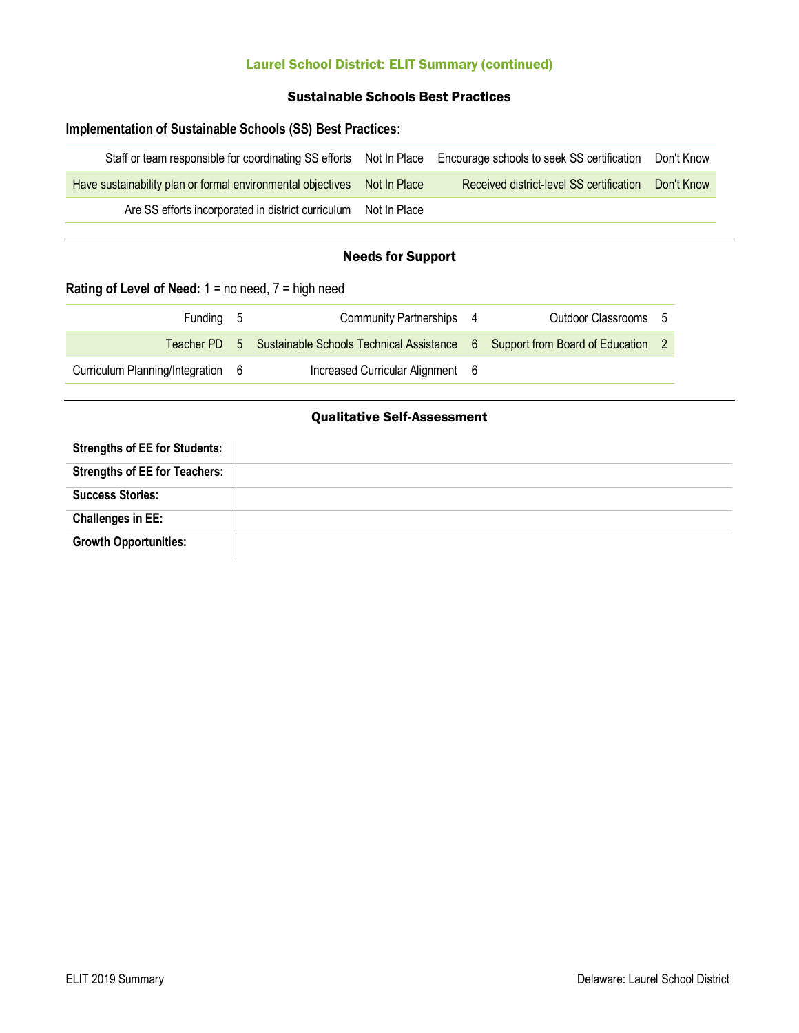## Laurel School District: ELIT Summary (continued)

### Sustainable Schools Best Practices

**Implementation of Sustainable Schools (SS) Best Practices:**

| | | | |
|---|---|---|---|
| Staff or team responsible for coordinating SS efforts | Not In Place | Encourage schools to seek SS certification | Don't Know |
| Have sustainability plan or formal environmental objectives | Not In Place | Received district-level SS certification | Don't Know |
| Are SS efforts incorporated in district curriculum | Not In Place | | |

### Needs for Support

**Rating of Level of Need:** 1 = no need, 7 = high need

| | | | | | |
|---|---|---|---|---|---|
| Funding | 5 | Community Partnerships | 4 | Outdoor Classrooms | 5 |
| Teacher PD | 5 | Sustainable Schools Technical Assistance | 6 | Support from Board of Education | 2 |
| Curriculum Planning/Integration | 6 | Increased Curricular Alignment | 6 | | |

### Qualitative Self-Assessment

| | |
|---|---|
| **Strengths of EE for Students:** | |
| **Strengths of EE for Teachers:** | |
| **Success Stories:** | |
| **Challenges in EE:** | |
| **Growth Opportunities:** | |